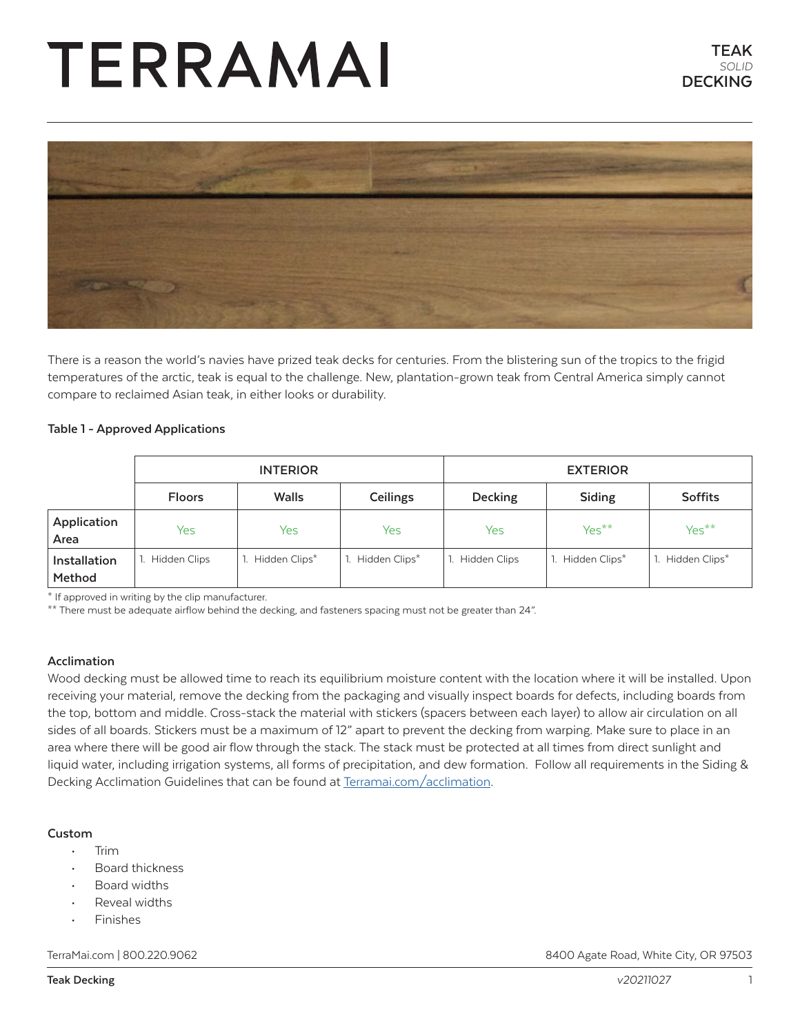# TERRAMAI

**TEAK**
*SOLID*
**DECKING**

There is a reason the world's navies have prized teak decks for centuries. From the blistering sun of the tropics to the frigid temperatures of the arctic, teak is equal to the challenge. New, plantation-grown teak from Central America simply cannot compare to reclaimed Asian teak, in either looks or durability.

**Table 1 - Approved Applications**

| | INTERIOR | | | EXTERIOR | | |
|---|---|---|---|---|---|---|
| | **Floors** | **Walls** | **Ceilings** | **Decking** | **Siding** | **Soffits** |
| **Application Area** | Yes | Yes | Yes | Yes | Yes** | Yes** |
| **Installation Method** | 1. Hidden Clips | 1. Hidden Clips* | 1. Hidden Clips* | 1. Hidden Clips | 1. Hidden Clips* | 1. Hidden Clips* |

* If approved in writing by the clip manufacturer.
** There must be adequate airflow behind the decking, and fasteners spacing must not be greater than 24".

### Acclimation

Wood decking must be allowed time to reach its equilibrium moisture content with the location where it will be installed. Upon receiving your material, remove the decking from the packaging and visually inspect boards for defects, including boards from the top, bottom and middle. Cross-stack the material with stickers (spacers between each layer) to allow air circulation on all sides of all boards. Stickers must be a maximum of 12" apart to prevent the decking from warping. Make sure to place in an area where there will be good air flow through the stack. The stack must be protected at all times from direct sunlight and liquid water, including irrigation systems, all forms of precipitation, and dew formation. Follow all requirements in the Siding & Decking Acclimation Guidelines that can be found at [Terramai.com/acclimation](Terramai.com/acclimation).

### Custom

- Trim
- Board thickness
- Board widths
- Reveal widths
- Finishes

TerraMai.com | 800.220.9062 — 8400 Agate Road, White City, OR 97503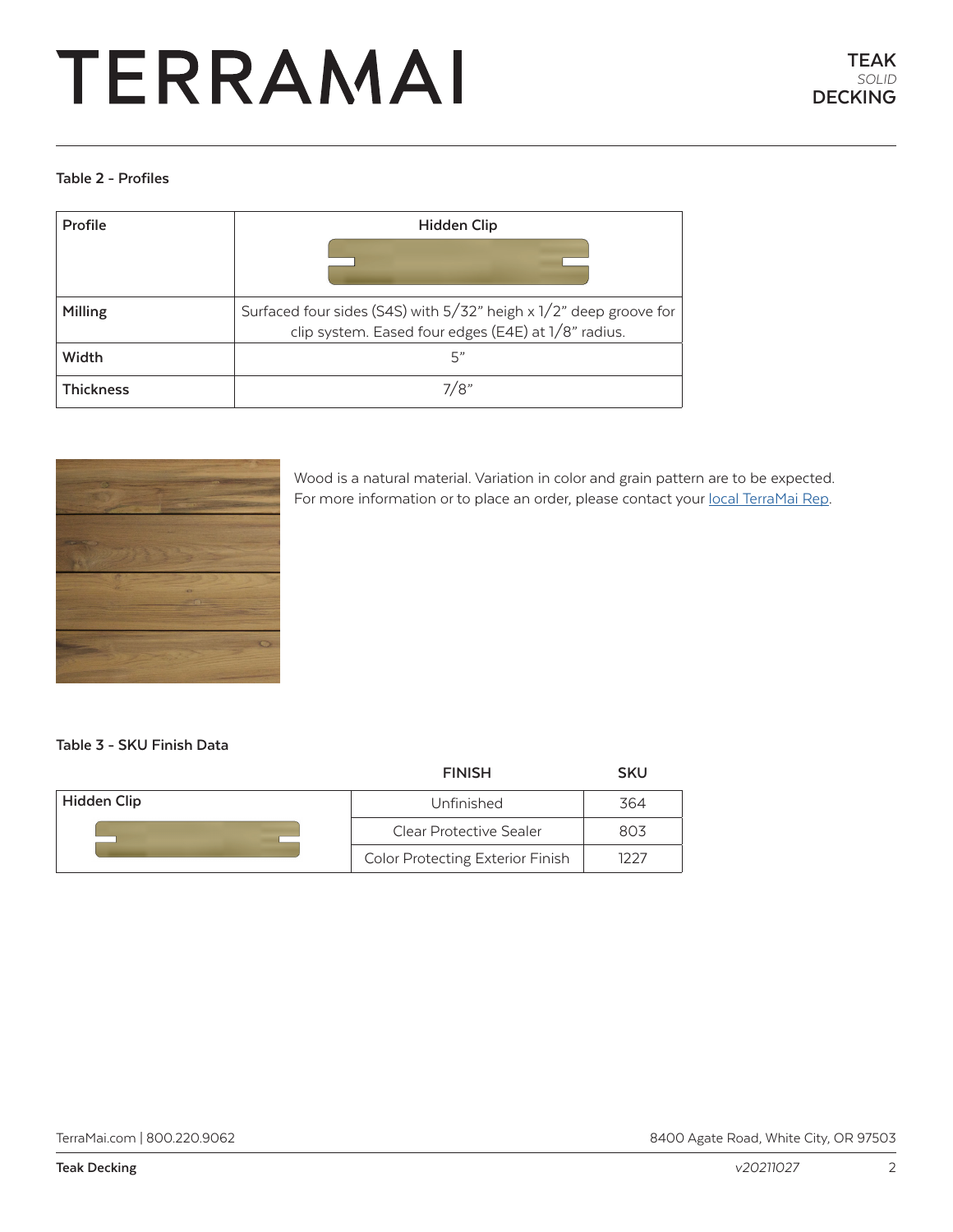**Table 2 - Profiles**

| Profile | Hidden Clip |
|---|---|
| Milling | Surfaced four sides (S4S) with 5/32" heigh x 1/2" deep groove for clip system. Eased four edges (E4E) at 1/8" radius. |
| Width | 5" |
| Thickness | 7/8" |

Wood is a natural material. Variation in color and grain pattern are to be expected. For more information or to place an order, please contact your local TerraMai Rep.

**Table 3 - SKU Finish Data**

| | FINISH | SKU |
|---|---|---|
| Hidden Clip | Unfinished | 364 |
| | Clear Protective Sealer | 803 |
| | Color Protecting Exterior Finish | 1227 |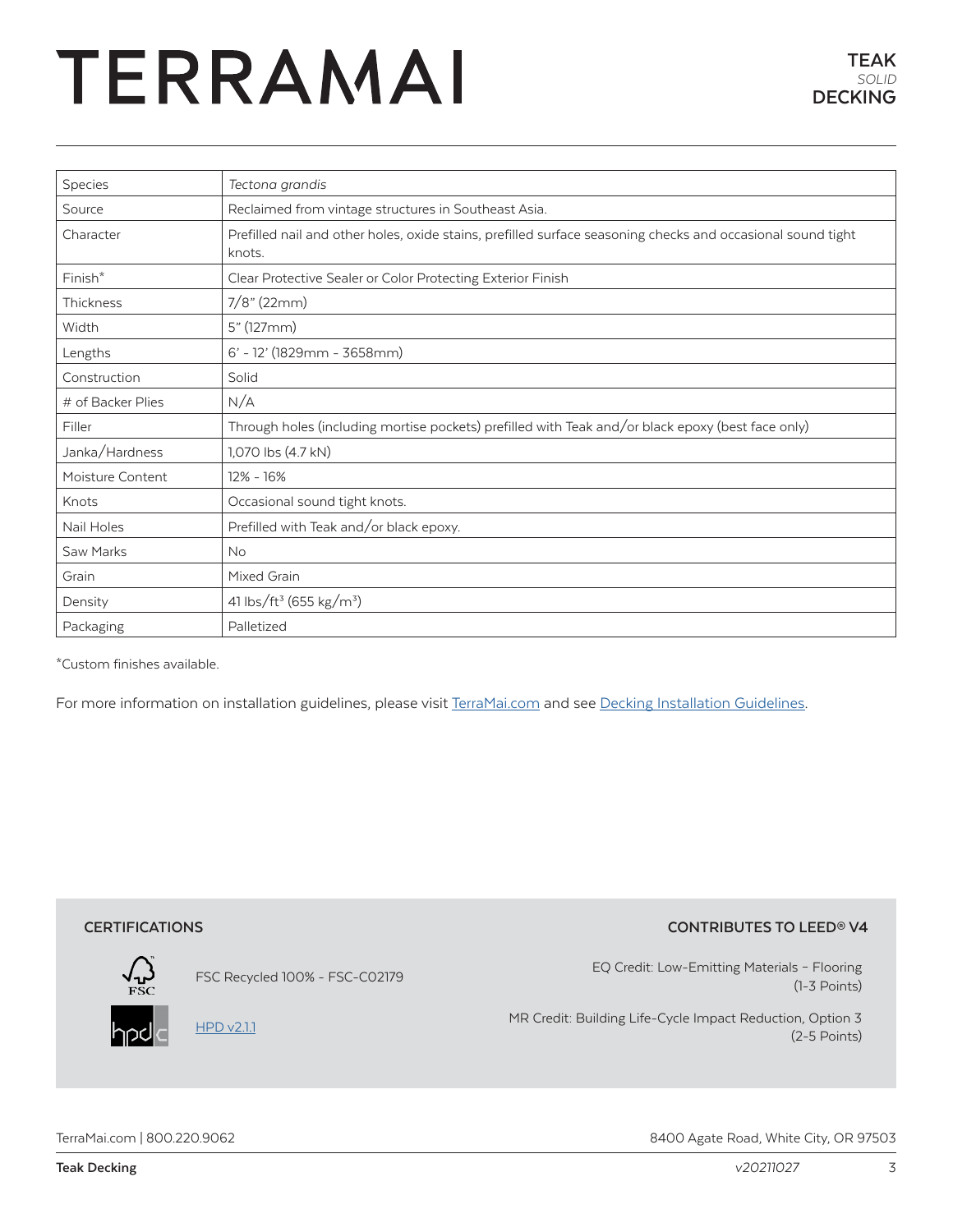# TERRAMAI

**TEAK**
*SOLID*
**DECKING**

| | |
|---|---|
| Species | *Tectona grandis* |
| Source | Reclaimed from vintage structures in Southeast Asia. |
| Character | Prefilled nail and other holes, oxide stains, prefilled surface seasoning checks and occasional sound tight knots. |
| Finish* | Clear Protective Sealer or Color Protecting Exterior Finish |
| Thickness | 7/8" (22mm) |
| Width | 5" (127mm) |
| Lengths | 6' - 12' (1829mm - 3658mm) |
| Construction | Solid |
| # of Backer Plies | N/A |
| Filler | Through holes (including mortise pockets) prefilled with Teak and/or black epoxy (best face only) |
| Janka/Hardness | 1,070 lbs (4.7 kN) |
| Moisture Content | 12% - 16% |
| Knots | Occasional sound tight knots. |
| Nail Holes | Prefilled with Teak and/or black epoxy. |
| Saw Marks | No |
| Grain | Mixed Grain |
| Density | 41 lbs/ft³ (655 kg/m³) |
| Packaging | Palletized |

*Custom finishes available.

For more information on installation guidelines, please visit [TerraMai.com](TerraMai.com) and see [Decking Installation Guidelines](Decking Installation Guidelines).

## CERTIFICATIONS

FSC Recycled 100% - FSC-C02179

[HPD v2.1.1](HPD v2.1.1)

## CONTRIBUTES TO LEED® V4

EQ Credit: Low-Emitting Materials – Flooring (1-3 Points)

MR Credit: Building Life-Cycle Impact Reduction, Option 3 (2-5 Points)

TerraMai.com | 800.220.9062

8400 Agate Road, White City, OR 97503